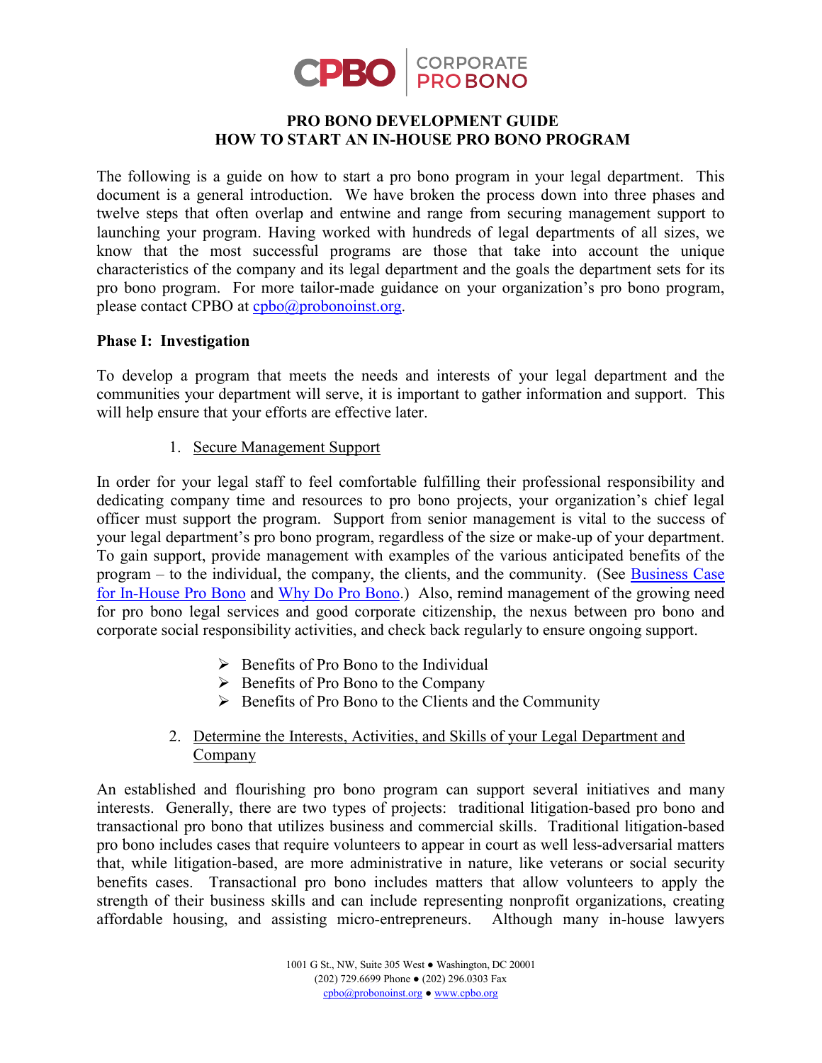CPBO | CORPORATE PRO BONO

# PRO BONO DEVELOPMENT GUIDE
# HOW TO START AN IN-HOUSE PRO BONO PROGRAM

The following is a guide on how to start a pro bono program in your legal department. This document is a general introduction. We have broken the process down into three phases and twelve steps that often overlap and entwine and range from securing management support to launching your program. Having worked with hundreds of legal departments of all sizes, we know that the most successful programs are those that take into account the unique characteristics of the company and its legal department and the goals the department sets for its pro bono program. For more tailor-made guidance on your organization's pro bono program, please contact CPBO at [cpbo@probonoinst.org](mailto:cpbo@probonoinst.org).

## Phase I: Investigation

To develop a program that meets the needs and interests of your legal department and the communities your department will serve, it is important to gather information and support. This will help ensure that your efforts are effective later.

1. Secure Management Support

In order for your legal staff to feel comfortable fulfilling their professional responsibility and dedicating company time and resources to pro bono projects, your organization's chief legal officer must support the program. Support from senior management is vital to the success of your legal department's pro bono program, regardless of the size or make-up of your department. To gain support, provide management with examples of the various anticipated benefits of the program – to the individual, the company, the clients, and the community. (See Business Case for In-House Pro Bono and Why Do Pro Bono.) Also, remind management of the growing need for pro bono legal services and good corporate citizenship, the nexus between pro bono and corporate social responsibility activities, and check back regularly to ensure ongoing support.

- Benefits of Pro Bono to the Individual
- Benefits of Pro Bono to the Company
- Benefits of Pro Bono to the Clients and the Community

2. Determine the Interests, Activities, and Skills of your Legal Department and Company

An established and flourishing pro bono program can support several initiatives and many interests. Generally, there are two types of projects: traditional litigation-based pro bono and transactional pro bono that utilizes business and commercial skills. Traditional litigation-based pro bono includes cases that require volunteers to appear in court as well less-adversarial matters that, while litigation-based, are more administrative in nature, like veterans or social security benefits cases. Transactional pro bono includes matters that allow volunteers to apply the strength of their business skills and can include representing nonprofit organizations, creating affordable housing, and assisting micro-entrepreneurs. Although many in-house lawyers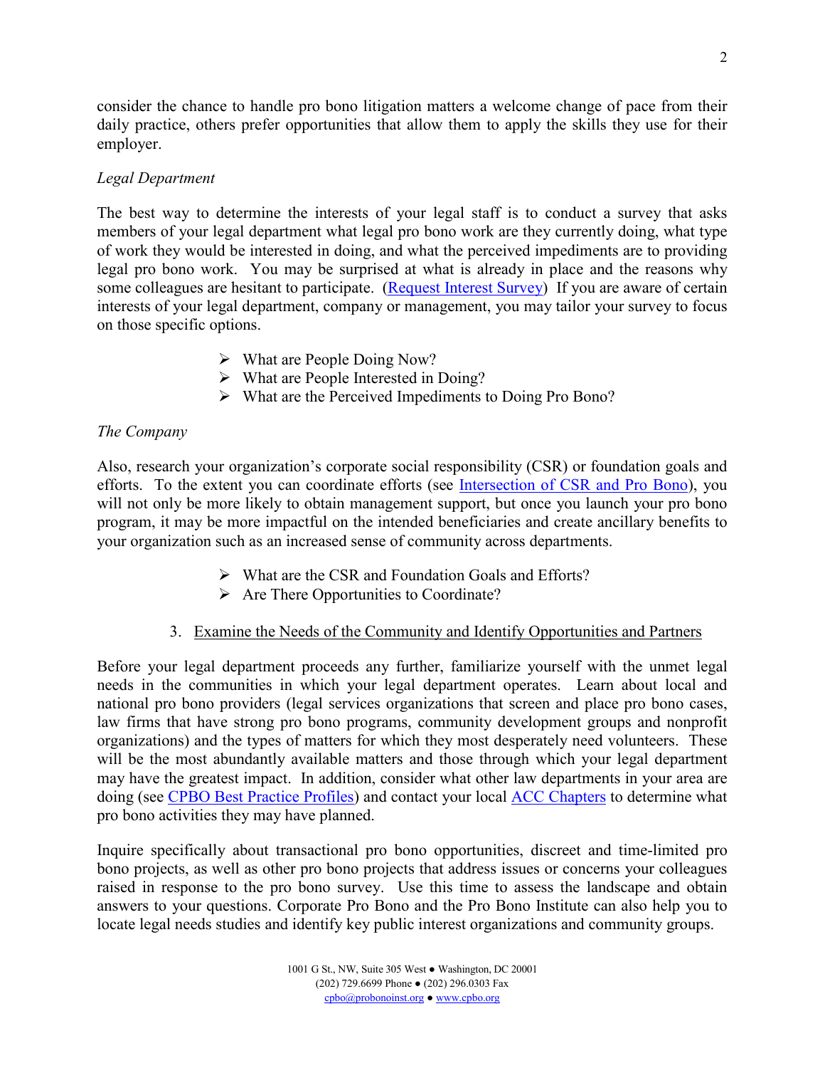consider the chance to handle pro bono litigation matters a welcome change of pace from their daily practice, others prefer opportunities that allow them to apply the skills they use for their employer.

*Legal Department*

The best way to determine the interests of your legal staff is to conduct a survey that asks members of your legal department what legal pro bono work are they currently doing, what type of work they would be interested in doing, and what the perceived impediments are to providing legal pro bono work. You may be surprised at what is already in place and the reasons why some colleagues are hesitant to participate. (Request Interest Survey) If you are aware of certain interests of your legal department, company or management, you may tailor your survey to focus on those specific options.

- What are People Doing Now?
- What are People Interested in Doing?
- What are the Perceived Impediments to Doing Pro Bono?

*The Company*

Also, research your organization's corporate social responsibility (CSR) or foundation goals and efforts. To the extent you can coordinate efforts (see Intersection of CSR and Pro Bono), you will not only be more likely to obtain management support, but once you launch your pro bono program, it may be more impactful on the intended beneficiaries and create ancillary benefits to your organization such as an increased sense of community across departments.

- What are the CSR and Foundation Goals and Efforts?
- Are There Opportunities to Coordinate?

3. <u>Examine the Needs of the Community and Identify Opportunities and Partners</u>

Before your legal department proceeds any further, familiarize yourself with the unmet legal needs in the communities in which your legal department operates. Learn about local and national pro bono providers (legal services organizations that screen and place pro bono cases, law firms that have strong pro bono programs, community development groups and nonprofit organizations) and the types of matters for which they most desperately need volunteers. These will be the most abundantly available matters and those through which your legal department may have the greatest impact. In addition, consider what other law departments in your area are doing (see CPBO Best Practice Profiles) and contact your local ACC Chapters to determine what pro bono activities they may have planned.

Inquire specifically about transactional pro bono opportunities, discreet and time-limited pro bono projects, as well as other pro bono projects that address issues or concerns your colleagues raised in response to the pro bono survey. Use this time to assess the landscape and obtain answers to your questions. Corporate Pro Bono and the Pro Bono Institute can also help you to locate legal needs studies and identify key public interest organizations and community groups.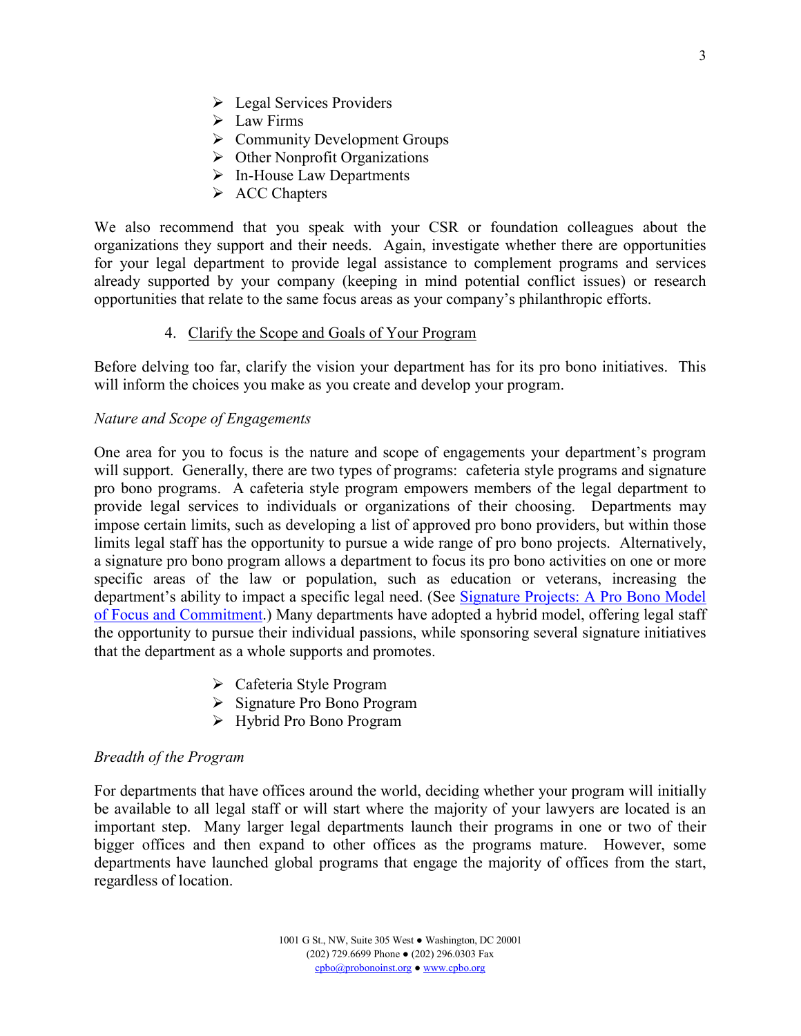- Legal Services Providers
- Law Firms
- Community Development Groups
- Other Nonprofit Organizations
- In-House Law Departments
- ACC Chapters

We also recommend that you speak with your CSR or foundation colleagues about the organizations they support and their needs. Again, investigate whether there are opportunities for your legal department to provide legal assistance to complement programs and services already supported by your company (keeping in mind potential conflict issues) or research opportunities that relate to the same focus areas as your company's philanthropic efforts.

### 4. Clarify the Scope and Goals of Your Program

Before delving too far, clarify the vision your department has for its pro bono initiatives. This will inform the choices you make as you create and develop your program.

*Nature and Scope of Engagements*

One area for you to focus is the nature and scope of engagements your department's program will support. Generally, there are two types of programs: cafeteria style programs and signature pro bono programs. A cafeteria style program empowers members of the legal department to provide legal services to individuals or organizations of their choosing. Departments may impose certain limits, such as developing a list of approved pro bono providers, but within those limits legal staff has the opportunity to pursue a wide range of pro bono projects. Alternatively, a signature pro bono program allows a department to focus its pro bono activities on one or more specific areas of the law or population, such as education or veterans, increasing the department's ability to impact a specific legal need. (See Signature Projects: A Pro Bono Model of Focus and Commitment.) Many departments have adopted a hybrid model, offering legal staff the opportunity to pursue their individual passions, while sponsoring several signature initiatives that the department as a whole supports and promotes.

- Cafeteria Style Program
- Signature Pro Bono Program
- Hybrid Pro Bono Program

*Breadth of the Program*

For departments that have offices around the world, deciding whether your program will initially be available to all legal staff or will start where the majority of your lawyers are located is an important step. Many larger legal departments launch their programs in one or two of their bigger offices and then expand to other offices as the programs mature. However, some departments have launched global programs that engage the majority of offices from the start, regardless of location.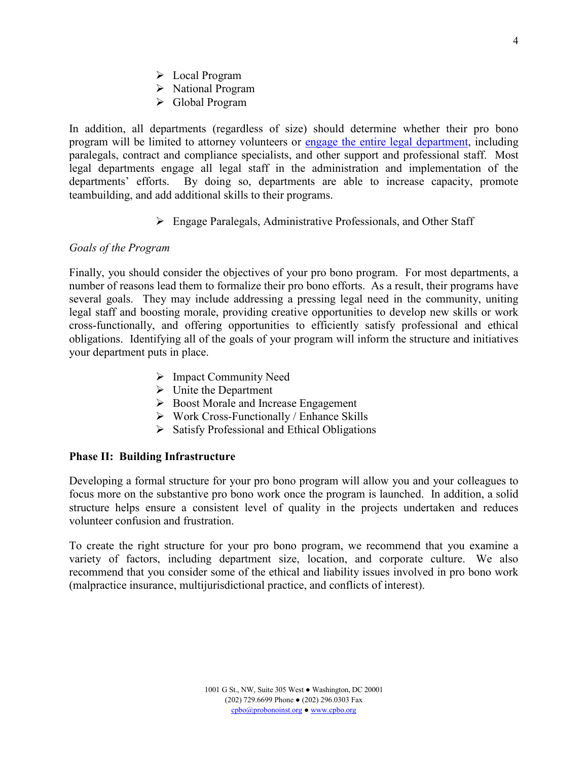- Local Program
- National Program
- Global Program

In addition, all departments (regardless of size) should determine whether their pro bono program will be limited to attorney volunteers or engage the entire legal department, including paralegals, contract and compliance specialists, and other support and professional staff. Most legal departments engage all legal staff in the administration and implementation of the departments' efforts. By doing so, departments are able to increase capacity, promote teambuilding, and add additional skills to their programs.

- Engage Paralegals, Administrative Professionals, and Other Staff

*Goals of the Program*

Finally, you should consider the objectives of your pro bono program. For most departments, a number of reasons lead them to formalize their pro bono efforts. As a result, their programs have several goals. They may include addressing a pressing legal need in the community, uniting legal staff and boosting morale, providing creative opportunities to develop new skills or work cross-functionally, and offering opportunities to efficiently satisfy professional and ethical obligations. Identifying all of the goals of your program will inform the structure and initiatives your department puts in place.

- Impact Community Need
- Unite the Department
- Boost Morale and Increase Engagement
- Work Cross-Functionally / Enhance Skills
- Satisfy Professional and Ethical Obligations

**Phase II: Building Infrastructure**

Developing a formal structure for your pro bono program will allow you and your colleagues to focus more on the substantive pro bono work once the program is launched. In addition, a solid structure helps ensure a consistent level of quality in the projects undertaken and reduces volunteer confusion and frustration.

To create the right structure for your pro bono program, we recommend that you examine a variety of factors, including department size, location, and corporate culture. We also recommend that you consider some of the ethical and liability issues involved in pro bono work (malpractice insurance, multijurisdictional practice, and conflicts of interest).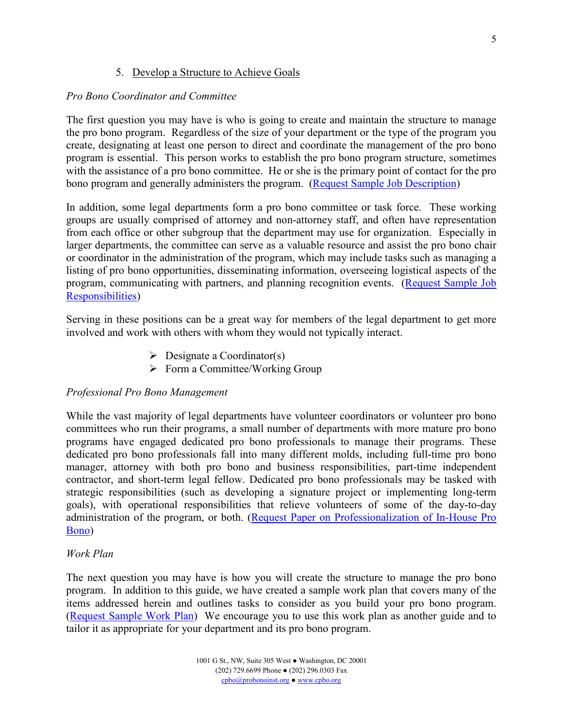5. Develop a Structure to Achieve Goals

*Pro Bono Coordinator and Committee*

The first question you may have is who is going to create and maintain the structure to manage the pro bono program. Regardless of the size of your department or the type of the program you create, designating at least one person to direct and coordinate the management of the pro bono program is essential. This person works to establish the pro bono program structure, sometimes with the assistance of a pro bono committee. He or she is the primary point of contact for the pro bono program and generally administers the program. (Request Sample Job Description)

In addition, some legal departments form a pro bono committee or task force. These working groups are usually comprised of attorney and non-attorney staff, and often have representation from each office or other subgroup that the department may use for organization. Especially in larger departments, the committee can serve as a valuable resource and assist the pro bono chair or coordinator in the administration of the program, which may include tasks such as managing a listing of pro bono opportunities, disseminating information, overseeing logistical aspects of the program, communicating with partners, and planning recognition events. (Request Sample Job Responsibilities)

Serving in these positions can be a great way for members of the legal department to get more involved and work with others with whom they would not typically interact.

- Designate a Coordinator(s)
- Form a Committee/Working Group

*Professional Pro Bono Management*

While the vast majority of legal departments have volunteer coordinators or volunteer pro bono committees who run their programs, a small number of departments with more mature pro bono programs have engaged dedicated pro bono professionals to manage their programs. These dedicated pro bono professionals fall into many different molds, including full-time pro bono manager, attorney with both pro bono and business responsibilities, part-time independent contractor, and short-term legal fellow. Dedicated pro bono professionals may be tasked with strategic responsibilities (such as developing a signature project or implementing long-term goals), with operational responsibilities that relieve volunteers of some of the day-to-day administration of the program, or both. (Request Paper on Professionalization of In-House Pro Bono)

*Work Plan*

The next question you may have is how you will create the structure to manage the pro bono program. In addition to this guide, we have created a sample work plan that covers many of the items addressed herein and outlines tasks to consider as you build your pro bono program. (Request Sample Work Plan) We encourage you to use this work plan as another guide and to tailor it as appropriate for your department and its pro bono program.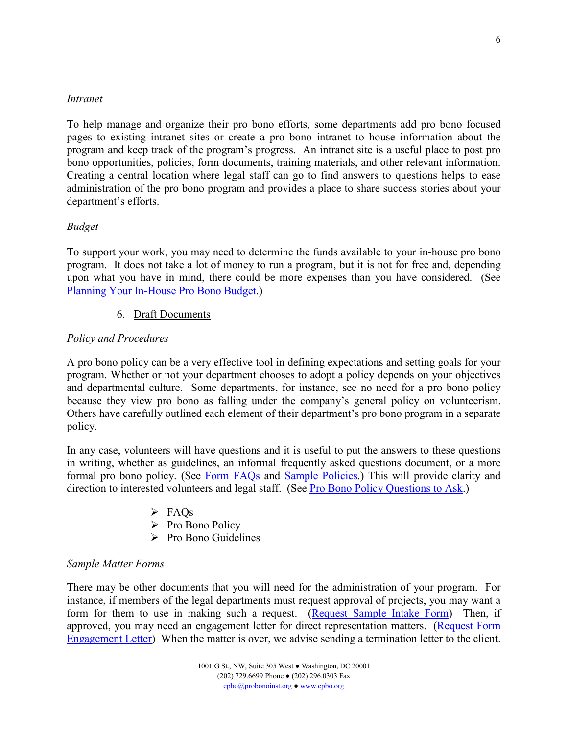*Intranet*

To help manage and organize their pro bono efforts, some departments add pro bono focused pages to existing intranet sites or create a pro bono intranet to house information about the program and keep track of the program's progress. An intranet site is a useful place to post pro bono opportunities, policies, form documents, training materials, and other relevant information. Creating a central location where legal staff can go to find answers to questions helps to ease administration of the pro bono program and provides a place to share success stories about your department's efforts.

*Budget*

To support your work, you may need to determine the funds available to your in-house pro bono program. It does not take a lot of money to run a program, but it is not for free and, depending upon what you have in mind, there could be more expenses than you have considered. (See Planning Your In-House Pro Bono Budget.)

6. Draft Documents

*Policy and Procedures*

A pro bono policy can be a very effective tool in defining expectations and setting goals for your program. Whether or not your department chooses to adopt a policy depends on your objectives and departmental culture. Some departments, for instance, see no need for a pro bono policy because they view pro bono as falling under the company's general policy on volunteerism. Others have carefully outlined each element of their department's pro bono program in a separate policy.

In any case, volunteers will have questions and it is useful to put the answers to these questions in writing, whether as guidelines, an informal frequently asked questions document, or a more formal pro bono policy. (See Form FAQs and Sample Policies.) This will provide clarity and direction to interested volunteers and legal staff. (See Pro Bono Policy Questions to Ask.)

- FAQs
- Pro Bono Policy
- Pro Bono Guidelines

*Sample Matter Forms*

There may be other documents that you will need for the administration of your program. For instance, if members of the legal departments must request approval of projects, you may want a form for them to use in making such a request. (Request Sample Intake Form) Then, if approved, you may need an engagement letter for direct representation matters. (Request Form Engagement Letter) When the matter is over, we advise sending a termination letter to the client.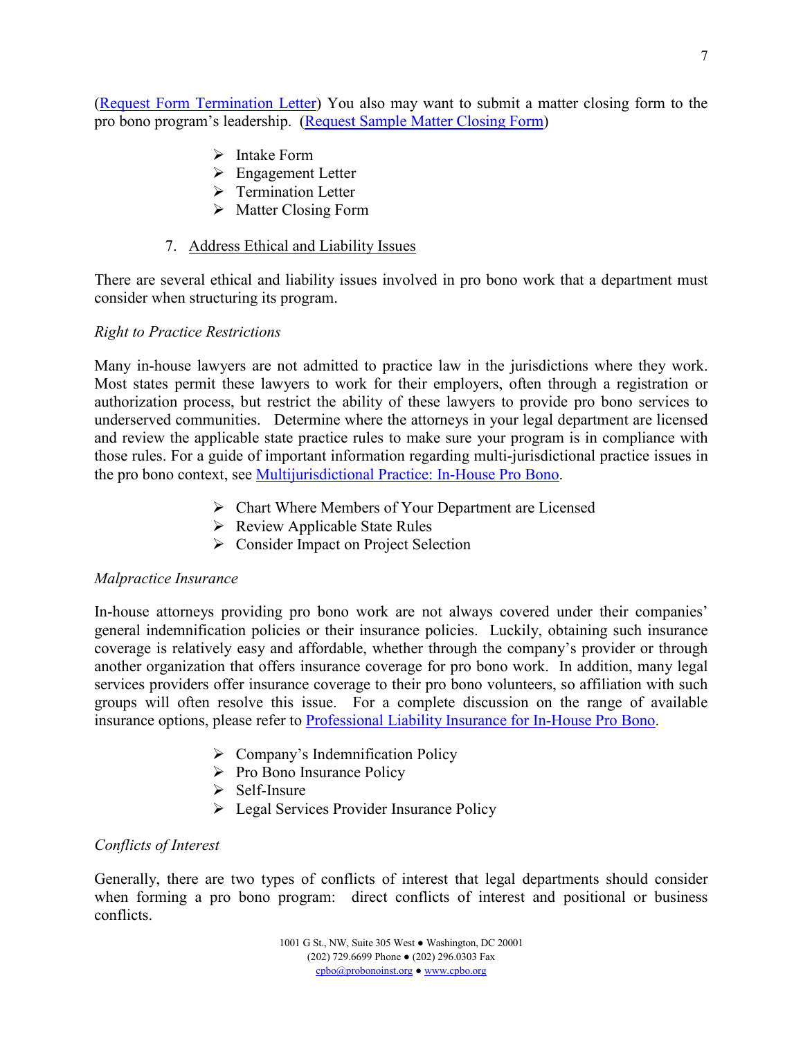(Request Form Termination Letter) You also may want to submit a matter closing form to the pro bono program's leadership. (Request Sample Matter Closing Form)

- Intake Form
- Engagement Letter
- Termination Letter
- Matter Closing Form

7. Address Ethical and Liability Issues

There are several ethical and liability issues involved in pro bono work that a department must consider when structuring its program.

*Right to Practice Restrictions*

Many in-house lawyers are not admitted to practice law in the jurisdictions where they work. Most states permit these lawyers to work for their employers, often through a registration or authorization process, but restrict the ability of these lawyers to provide pro bono services to underserved communities. Determine where the attorneys in your legal department are licensed and review the applicable state practice rules to make sure your program is in compliance with those rules. For a guide of important information regarding multi-jurisdictional practice issues in the pro bono context, see Multijurisdictional Practice: In-House Pro Bono.

- Chart Where Members of Your Department are Licensed
- Review Applicable State Rules
- Consider Impact on Project Selection

*Malpractice Insurance*

In-house attorneys providing pro bono work are not always covered under their companies' general indemnification policies or their insurance policies. Luckily, obtaining such insurance coverage is relatively easy and affordable, whether through the company's provider or through another organization that offers insurance coverage for pro bono work. In addition, many legal services providers offer insurance coverage to their pro bono volunteers, so affiliation with such groups will often resolve this issue. For a complete discussion on the range of available insurance options, please refer to Professional Liability Insurance for In-House Pro Bono.

- Company's Indemnification Policy
- Pro Bono Insurance Policy
- Self-Insure
- Legal Services Provider Insurance Policy

*Conflicts of Interest*

Generally, there are two types of conflicts of interest that legal departments should consider when forming a pro bono program: direct conflicts of interest and positional or business conflicts.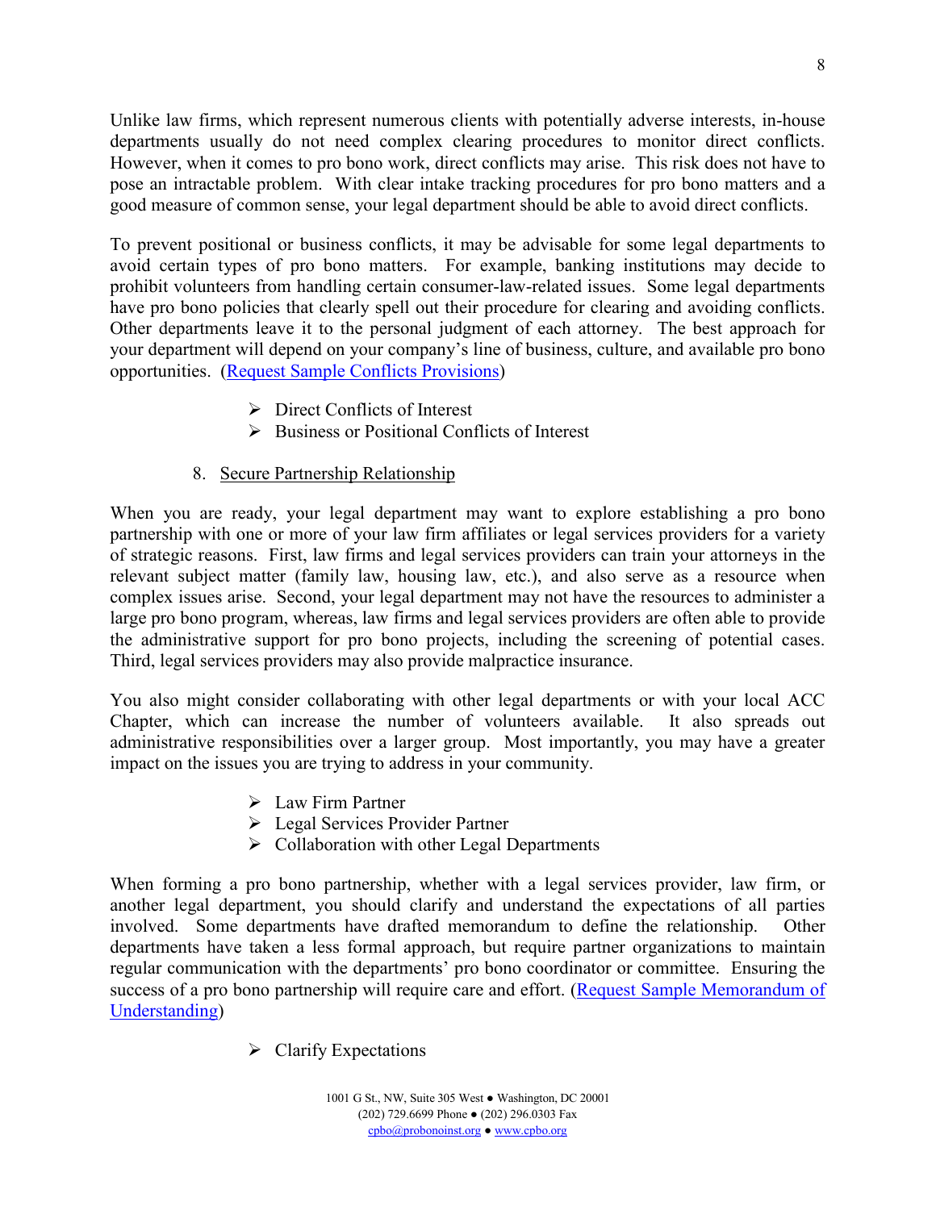Unlike law firms, which represent numerous clients with potentially adverse interests, in-house departments usually do not need complex clearing procedures to monitor direct conflicts. However, when it comes to pro bono work, direct conflicts may arise. This risk does not have to pose an intractable problem. With clear intake tracking procedures for pro bono matters and a good measure of common sense, your legal department should be able to avoid direct conflicts.

To prevent positional or business conflicts, it may be advisable for some legal departments to avoid certain types of pro bono matters. For example, banking institutions may decide to prohibit volunteers from handling certain consumer-law-related issues. Some legal departments have pro bono policies that clearly spell out their procedure for clearing and avoiding conflicts. Other departments leave it to the personal judgment of each attorney. The best approach for your department will depend on your company's line of business, culture, and available pro bono opportunities. (Request Sample Conflicts Provisions)

- Direct Conflicts of Interest
- Business or Positional Conflicts of Interest

8. Secure Partnership Relationship

When you are ready, your legal department may want to explore establishing a pro bono partnership with one or more of your law firm affiliates or legal services providers for a variety of strategic reasons. First, law firms and legal services providers can train your attorneys in the relevant subject matter (family law, housing law, etc.), and also serve as a resource when complex issues arise. Second, your legal department may not have the resources to administer a large pro bono program, whereas, law firms and legal services providers are often able to provide the administrative support for pro bono projects, including the screening of potential cases. Third, legal services providers may also provide malpractice insurance.

You also might consider collaborating with other legal departments or with your local ACC Chapter, which can increase the number of volunteers available. It also spreads out administrative responsibilities over a larger group. Most importantly, you may have a greater impact on the issues you are trying to address in your community.

- Law Firm Partner
- Legal Services Provider Partner
- Collaboration with other Legal Departments

When forming a pro bono partnership, whether with a legal services provider, law firm, or another legal department, you should clarify and understand the expectations of all parties involved. Some departments have drafted memorandum to define the relationship. Other departments have taken a less formal approach, but require partner organizations to maintain regular communication with the departments' pro bono coordinator or committee. Ensuring the success of a pro bono partnership will require care and effort. (Request Sample Memorandum of Understanding)

- Clarify Expectations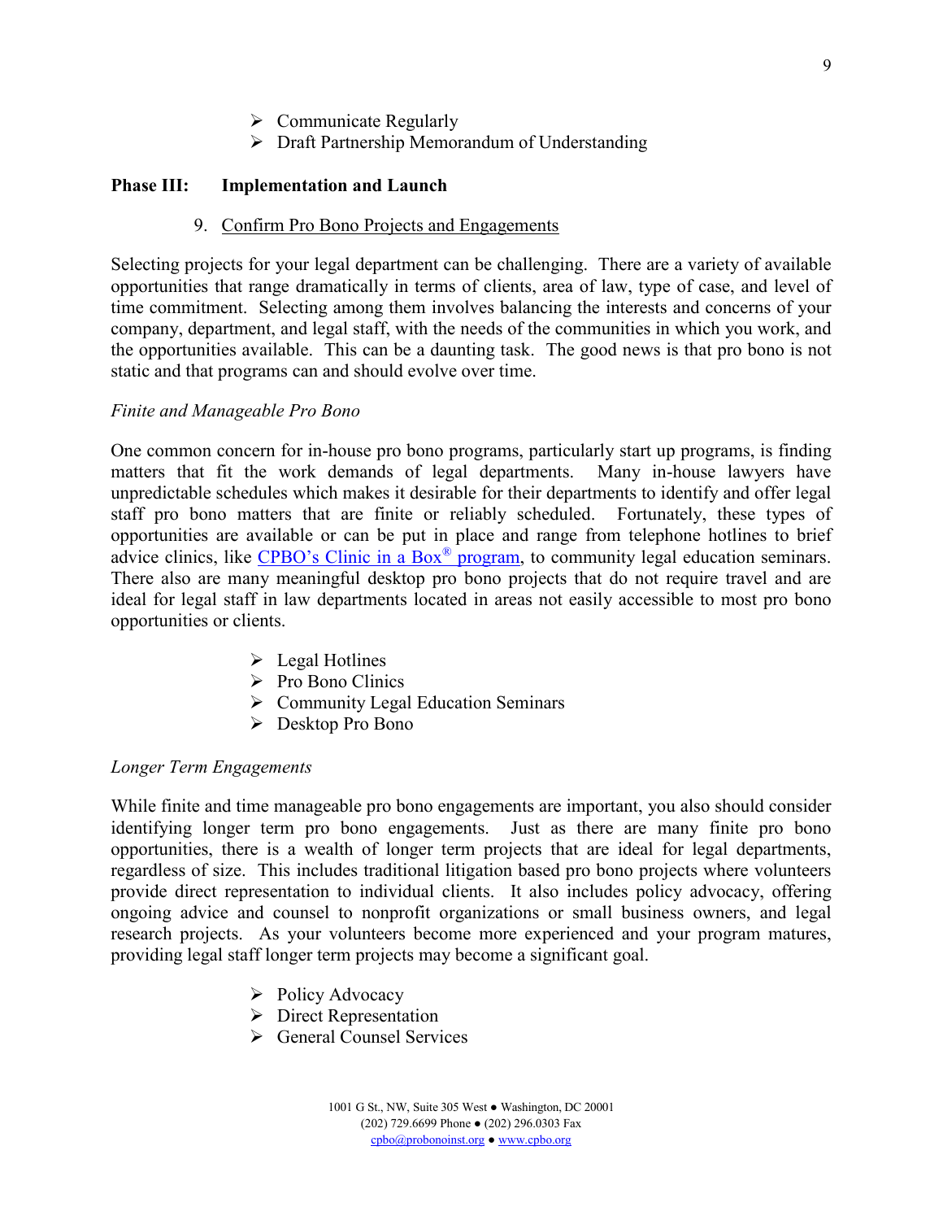- Communicate Regularly
- Draft Partnership Memorandum of Understanding

## Phase III: Implementation and Launch

9. Confirm Pro Bono Projects and Engagements

Selecting projects for your legal department can be challenging. There are a variety of available opportunities that range dramatically in terms of clients, area of law, type of case, and level of time commitment. Selecting among them involves balancing the interests and concerns of your company, department, and legal staff, with the needs of the communities in which you work, and the opportunities available. This can be a daunting task. The good news is that pro bono is not static and that programs can and should evolve over time.

*Finite and Manageable Pro Bono*

One common concern for in-house pro bono programs, particularly start up programs, is finding matters that fit the work demands of legal departments. Many in-house lawyers have unpredictable schedules which makes it desirable for their departments to identify and offer legal staff pro bono matters that are finite or reliably scheduled. Fortunately, these types of opportunities are available or can be put in place and range from telephone hotlines to brief advice clinics, like CPBO's Clinic in a Box® program, to community legal education seminars. There also are many meaningful desktop pro bono projects that do not require travel and are ideal for legal staff in law departments located in areas not easily accessible to most pro bono opportunities or clients.

- Legal Hotlines
- Pro Bono Clinics
- Community Legal Education Seminars
- Desktop Pro Bono

*Longer Term Engagements*

While finite and time manageable pro bono engagements are important, you also should consider identifying longer term pro bono engagements. Just as there are many finite pro bono opportunities, there is a wealth of longer term projects that are ideal for legal departments, regardless of size. This includes traditional litigation based pro bono projects where volunteers provide direct representation to individual clients. It also includes policy advocacy, offering ongoing advice and counsel to nonprofit organizations or small business owners, and legal research projects. As your volunteers become more experienced and your program matures, providing legal staff longer term projects may become a significant goal.

- Policy Advocacy
- Direct Representation
- General Counsel Services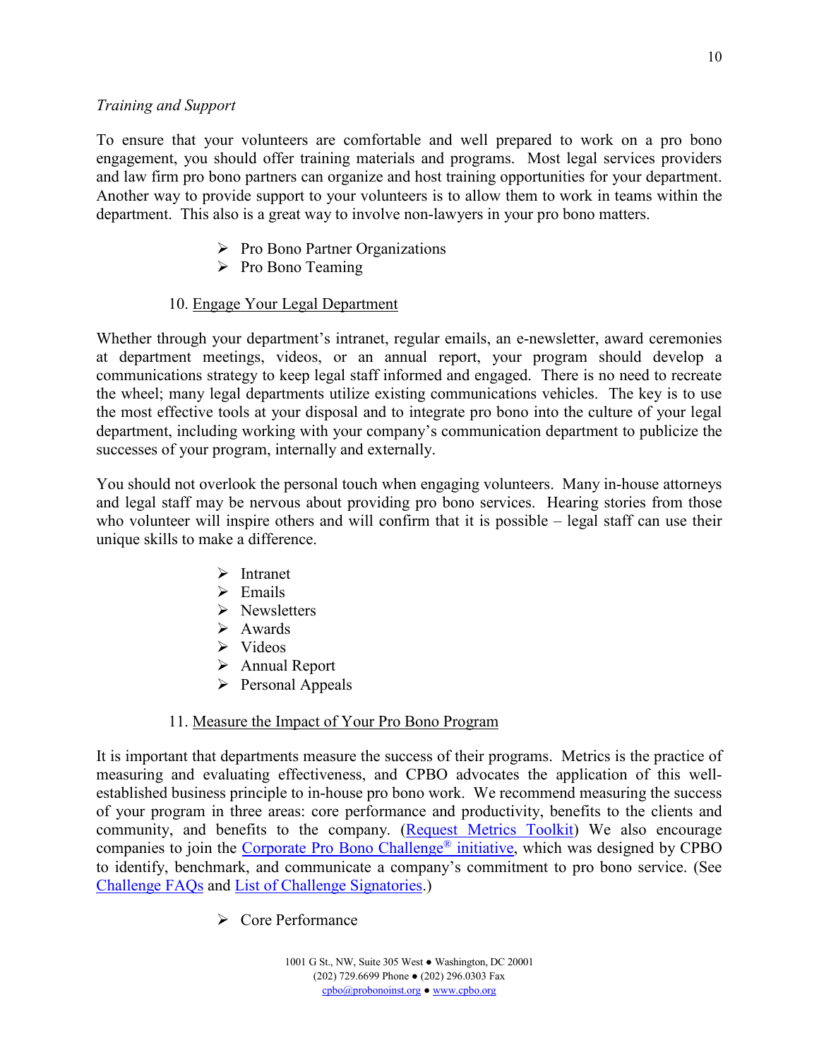*Training and Support*

To ensure that your volunteers are comfortable and well prepared to work on a pro bono engagement, you should offer training materials and programs. Most legal services providers and law firm pro bono partners can organize and host training opportunities for your department. Another way to provide support to your volunteers is to allow them to work in teams within the department. This also is a great way to involve non-lawyers in your pro bono matters.

- Pro Bono Partner Organizations
- Pro Bono Teaming

10. Engage Your Legal Department

Whether through your department's intranet, regular emails, an e-newsletter, award ceremonies at department meetings, videos, or an annual report, your program should develop a communications strategy to keep legal staff informed and engaged. There is no need to recreate the wheel; many legal departments utilize existing communications vehicles. The key is to use the most effective tools at your disposal and to integrate pro bono into the culture of your legal department, including working with your company's communication department to publicize the successes of your program, internally and externally.

You should not overlook the personal touch when engaging volunteers. Many in-house attorneys and legal staff may be nervous about providing pro bono services. Hearing stories from those who volunteer will inspire others and will confirm that it is possible – legal staff can use their unique skills to make a difference.

- Intranet
- Emails
- Newsletters
- Awards
- Videos
- Annual Report
- Personal Appeals

11. Measure the Impact of Your Pro Bono Program

It is important that departments measure the success of their programs. Metrics is the practice of measuring and evaluating effectiveness, and CPBO advocates the application of this well-established business principle to in-house pro bono work. We recommend measuring the success of your program in three areas: core performance and productivity, benefits to the clients and community, and benefits to the company. (Request Metrics Toolkit) We also encourage companies to join the Corporate Pro Bono Challenge® initiative, which was designed by CPBO to identify, benchmark, and communicate a company's commitment to pro bono service. (See Challenge FAQs and List of Challenge Signatories.)

- Core Performance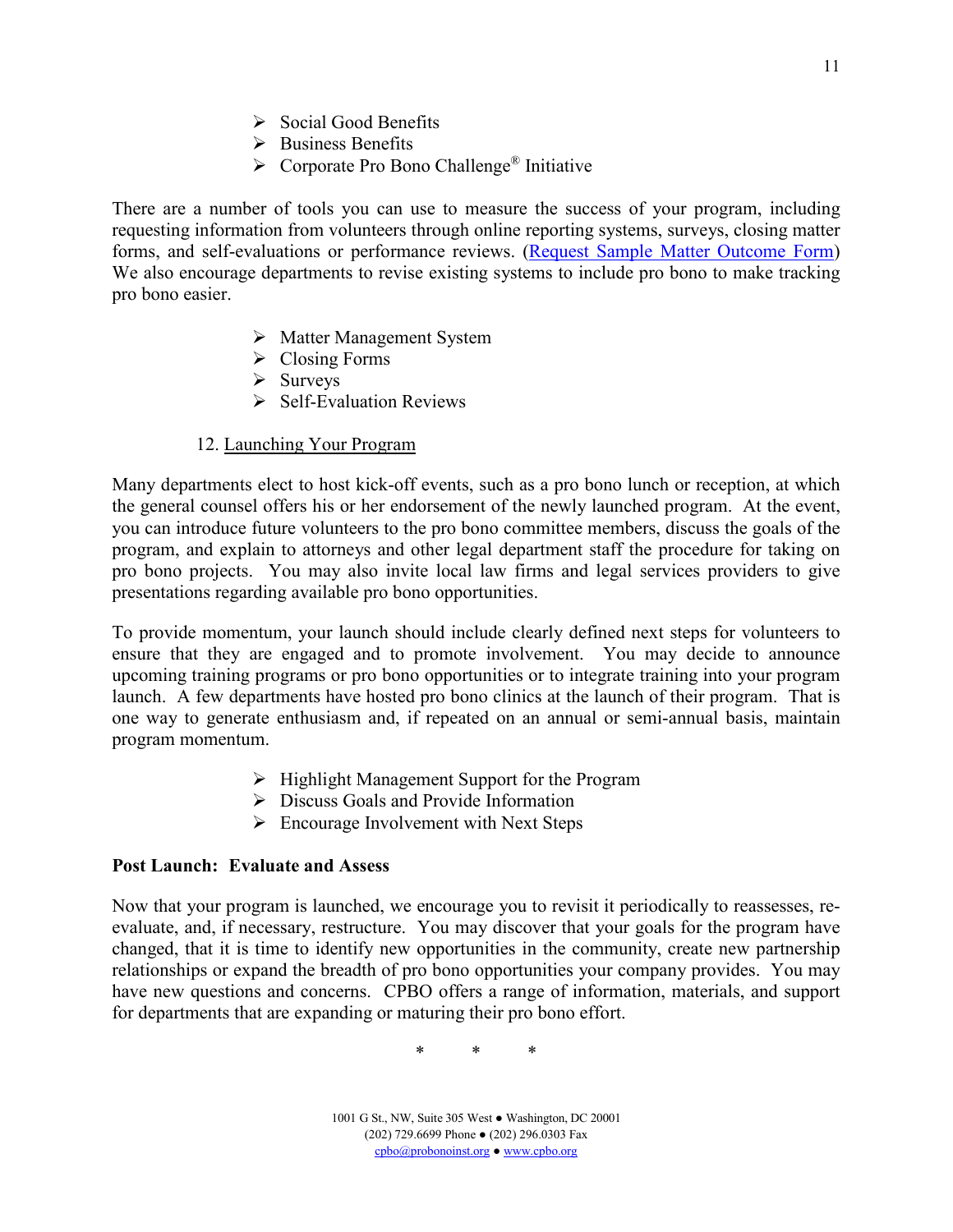- Social Good Benefits
- Business Benefits
- Corporate Pro Bono Challenge® Initiative

There are a number of tools you can use to measure the success of your program, including requesting information from volunteers through online reporting systems, surveys, closing matter forms, and self-evaluations or performance reviews. (Request Sample Matter Outcome Form) We also encourage departments to revise existing systems to include pro bono to make tracking pro bono easier.

- Matter Management System
- Closing Forms
- Surveys
- Self-Evaluation Reviews

12. Launching Your Program

Many departments elect to host kick-off events, such as a pro bono lunch or reception, at which the general counsel offers his or her endorsement of the newly launched program. At the event, you can introduce future volunteers to the pro bono committee members, discuss the goals of the program, and explain to attorneys and other legal department staff the procedure for taking on pro bono projects. You may also invite local law firms and legal services providers to give presentations regarding available pro bono opportunities.

To provide momentum, your launch should include clearly defined next steps for volunteers to ensure that they are engaged and to promote involvement. You may decide to announce upcoming training programs or pro bono opportunities or to integrate training into your program launch. A few departments have hosted pro bono clinics at the launch of their program. That is one way to generate enthusiasm and, if repeated on an annual or semi-annual basis, maintain program momentum.

- Highlight Management Support for the Program
- Discuss Goals and Provide Information
- Encourage Involvement with Next Steps

**Post Launch: Evaluate and Assess**

Now that your program is launched, we encourage you to revisit it periodically to reassesses, re-evaluate, and, if necessary, restructure. You may discover that your goals for the program have changed, that it is time to identify new opportunities in the community, create new partnership relationships or expand the breadth of pro bono opportunities your company provides. You may have new questions and concerns. CPBO offers a range of information, materials, and support for departments that are expanding or maturing their pro bono effort.

\* \* \*

1001 G St., NW, Suite 305 West ● Washington, DC 20001
(202) 729.6699 Phone ● (202) 296.0303 Fax
cpbo@probonoinst.org ● www.cpbo.org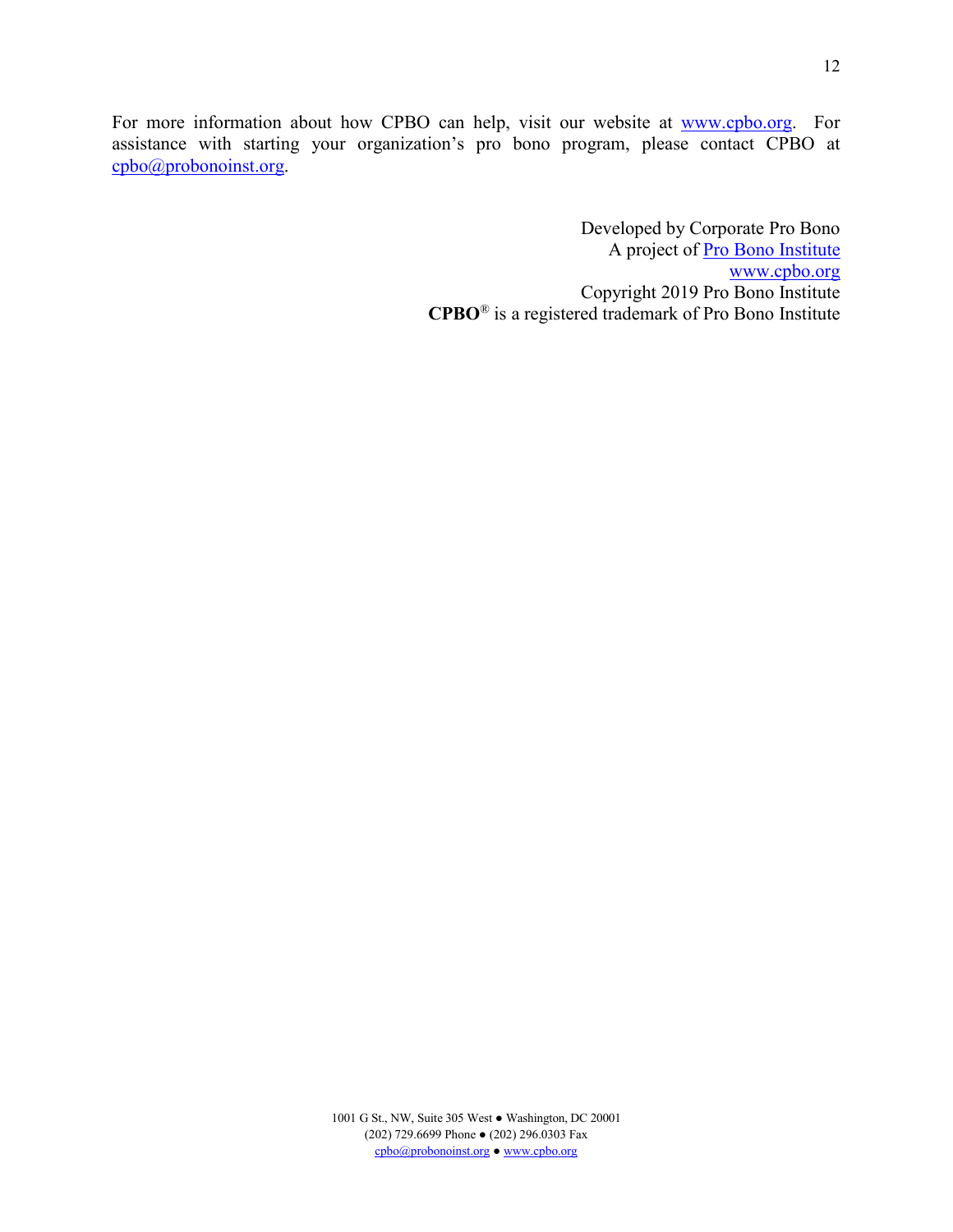For more information about how CPBO can help, visit our website at www.cpbo.org. For assistance with starting your organization's pro bono program, please contact CPBO at cpbo@probonoinst.org.

Developed by Corporate Pro Bono
A project of Pro Bono Institute
www.cpbo.org
Copyright 2019 Pro Bono Institute
**CPBO**® is a registered trademark of Pro Bono Institute

1001 G St., NW, Suite 305 West ● Washington, DC 20001
(202) 729.6699 Phone ● (202) 296.0303 Fax
cpbo@probonoinst.org ● www.cpbo.org